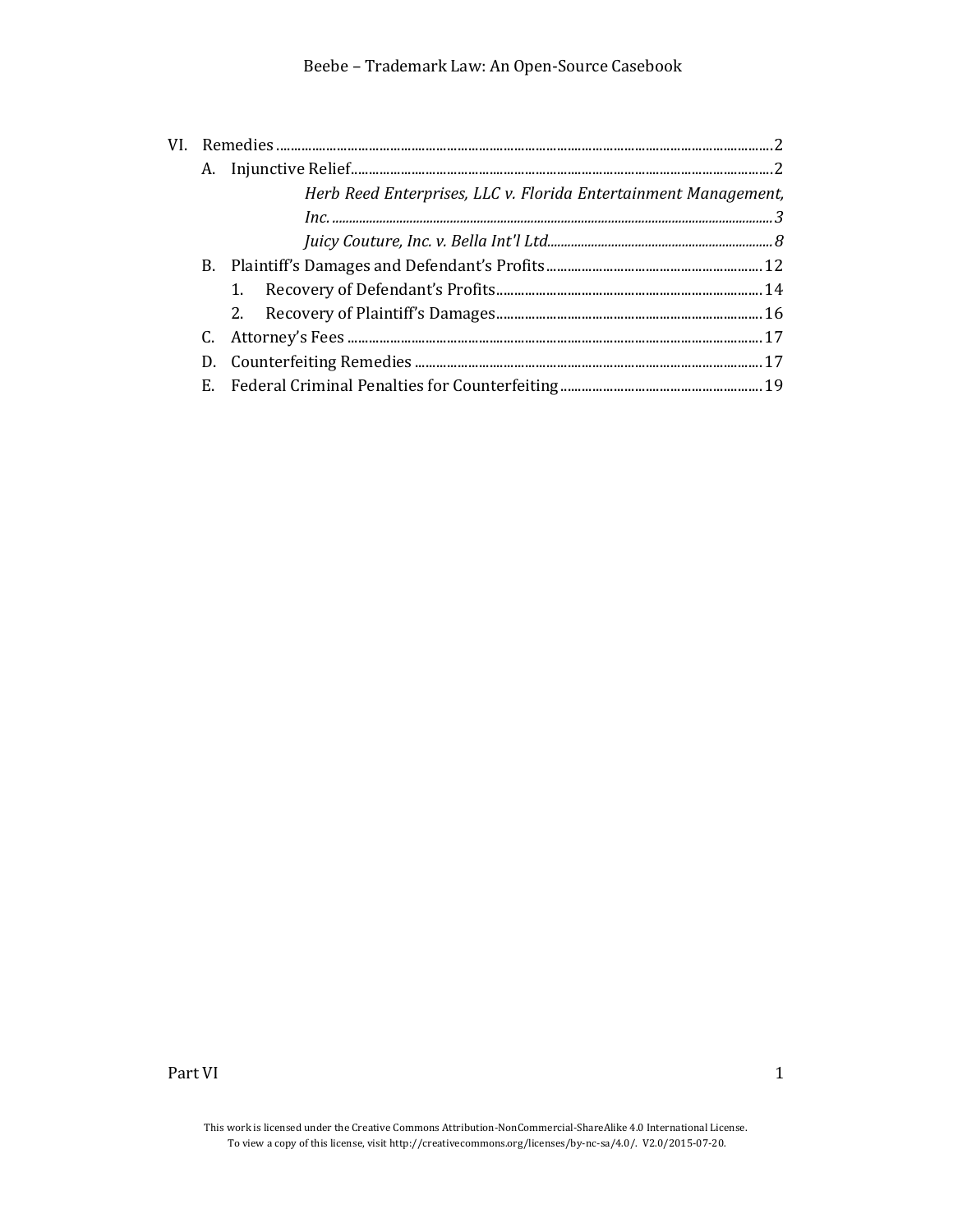VI. Remedies ........................................................................................................................................ 2

A. Injunctive Relief ........................................................................................................................ 2

*Herb Reed Enterprises, LLC v. Florida Entertainment Management, Inc.* ................................................................................................................................ *3*

*Juicy Couture, Inc. v. Bella Int'l Ltd.* ................................................................ *8*

B. Plaintiff's Damages and Defendant's Profits ........................................................... 12

1. Recovery of Defendant's Profits ........................................................................ 14

2. Recovery of Plaintiff's Damages ........................................................................ 16

C. Attorney's Fees ..................................................................................................................... 17

D. Counterfeiting Remedies ................................................................................................... 17

E. Federal Criminal Penalties for Counterfeiting ......................................................... 19

This work is licensed under the Creative Commons Attribution-NonCommercial-ShareAlike 4.0 International License. To view a copy of this license, visit http://creativecommons.org/licenses/by-nc-sa/4.0/. V2.0/2015-07-20.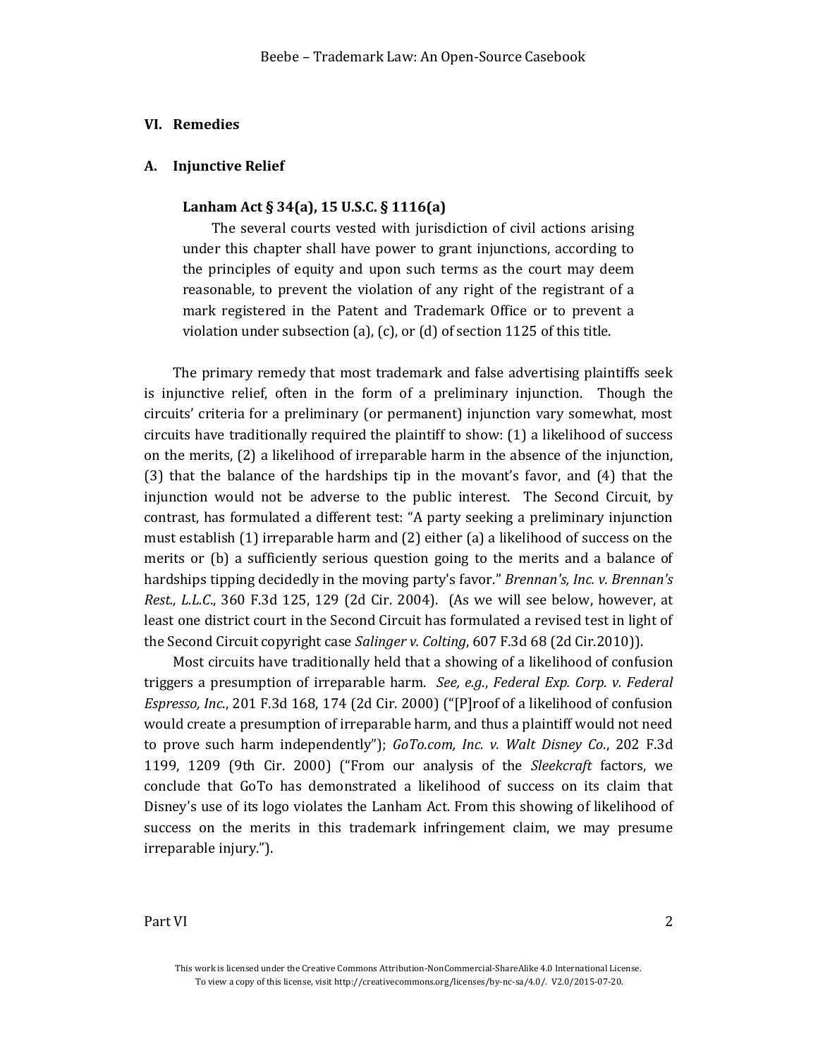## VI. Remedies

### A. Injunctive Relief

**Lanham Act § 34(a), 15 U.S.C. § 1116(a)**

> The several courts vested with jurisdiction of civil actions arising under this chapter shall have power to grant injunctions, according to the principles of equity and upon such terms as the court may deem reasonable, to prevent the violation of any right of the registrant of a mark registered in the Patent and Trademark Office or to prevent a violation under subsection (a), (c), or (d) of section 1125 of this title.

The primary remedy that most trademark and false advertising plaintiffs seek is injunctive relief, often in the form of a preliminary injunction. Though the circuits' criteria for a preliminary (or permanent) injunction vary somewhat, most circuits have traditionally required the plaintiff to show: (1) a likelihood of success on the merits, (2) a likelihood of irreparable harm in the absence of the injunction, (3) that the balance of the hardships tip in the movant's favor, and (4) that the injunction would not be adverse to the public interest. The Second Circuit, by contrast, has formulated a different test: "A party seeking a preliminary injunction must establish (1) irreparable harm and (2) either (a) a likelihood of success on the merits or (b) a sufficiently serious question going to the merits and a balance of hardships tipping decidedly in the moving party's favor." *Brennan's, Inc. v. Brennan's Rest., L.L.C.*, 360 F.3d 125, 129 (2d Cir. 2004). (As we will see below, however, at least one district court in the Second Circuit has formulated a revised test in light of the Second Circuit copyright case *Salinger v. Colting*, 607 F.3d 68 (2d Cir.2010)).

Most circuits have traditionally held that a showing of a likelihood of confusion triggers a presumption of irreparable harm. *See, e.g.*, *Federal Exp. Corp. v. Federal Espresso, Inc.*, 201 F.3d 168, 174 (2d Cir. 2000) ("[P]roof of a likelihood of confusion would create a presumption of irreparable harm, and thus a plaintiff would not need to prove such harm independently"); *GoTo.com, Inc. v. Walt Disney Co.*, 202 F.3d 1199, 1209 (9th Cir. 2000) ("From our analysis of the *Sleekcraft* factors, we conclude that GoTo has demonstrated a likelihood of success on its claim that Disney's use of its logo violates the Lanham Act. From this showing of likelihood of success on the merits in this trademark infringement claim, we may presume irreparable injury.").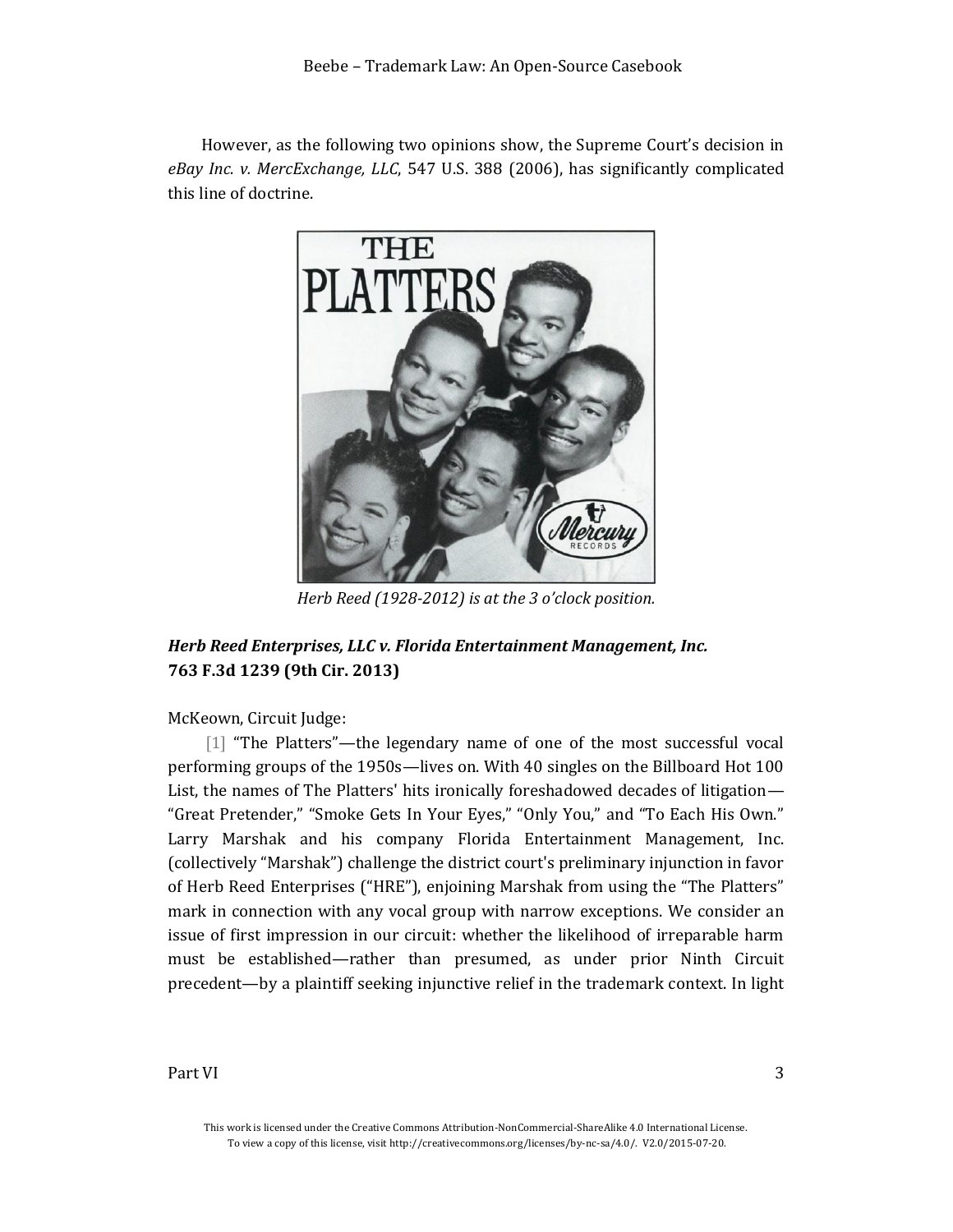However, as the following two opinions show, the Supreme Court's decision in *eBay Inc. v. MercExchange, LLC*, 547 U.S. 388 (2006), has significantly complicated this line of doctrine.

*Herb Reed (1928-2012) is at the 3 o'clock position.*

### ***Herb Reed Enterprises, LLC v. Florida Entertainment Management, Inc.* 763 F.3d 1239 (9th Cir. 2013)**

McKeown, Circuit Judge:

[1] "The Platters"—the legendary name of one of the most successful vocal performing groups of the 1950s—lives on. With 40 singles on the Billboard Hot 100 List, the names of The Platters' hits ironically foreshadowed decades of litigation—"Great Pretender," "Smoke Gets In Your Eyes," "Only You," and "To Each His Own." Larry Marshak and his company Florida Entertainment Management, Inc. (collectively "Marshak") challenge the district court's preliminary injunction in favor of Herb Reed Enterprises ("HRE"), enjoining Marshak from using the "The Platters" mark in connection with any vocal group with narrow exceptions. We consider an issue of first impression in our circuit: whether the likelihood of irreparable harm must be established—rather than presumed, as under prior Ninth Circuit precedent—by a plaintiff seeking injunctive relief in the trademark context. In light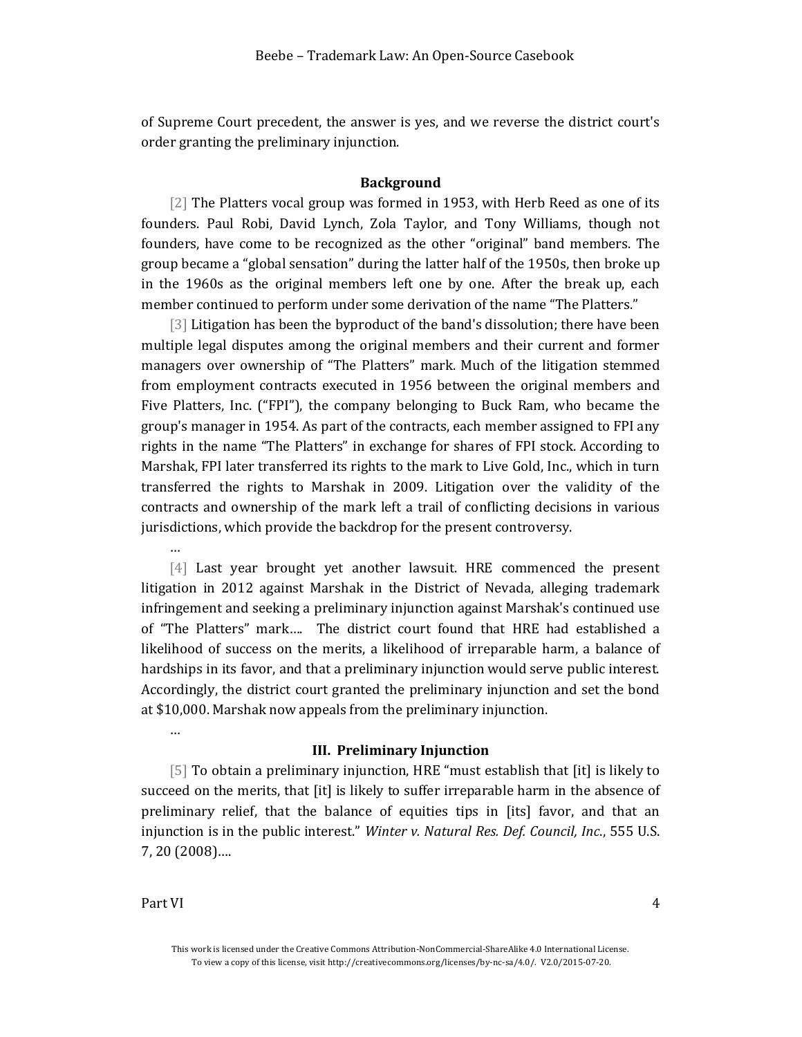of Supreme Court precedent, the answer is yes, and we reverse the district court's order granting the preliminary injunction.

### Background

[2] The Platters vocal group was formed in 1953, with Herb Reed as one of its founders. Paul Robi, David Lynch, Zola Taylor, and Tony Williams, though not founders, have come to be recognized as the other "original" band members. The group became a "global sensation" during the latter half of the 1950s, then broke up in the 1960s as the original members left one by one. After the break up, each member continued to perform under some derivation of the name "The Platters."

[3] Litigation has been the byproduct of the band's dissolution; there have been multiple legal disputes among the original members and their current and former managers over ownership of "The Platters" mark. Much of the litigation stemmed from employment contracts executed in 1956 between the original members and Five Platters, Inc. ("FPI"), the company belonging to Buck Ram, who became the group's manager in 1954. As part of the contracts, each member assigned to FPI any rights in the name "The Platters" in exchange for shares of FPI stock. According to Marshak, FPI later transferred its rights to the mark to Live Gold, Inc., which in turn transferred the rights to Marshak in 2009. Litigation over the validity of the contracts and ownership of the mark left a trail of conflicting decisions in various jurisdictions, which provide the backdrop for the present controversy.

…

[4] Last year brought yet another lawsuit. HRE commenced the present litigation in 2012 against Marshak in the District of Nevada, alleging trademark infringement and seeking a preliminary injunction against Marshak's continued use of "The Platters" mark…. The district court found that HRE had established a likelihood of success on the merits, a likelihood of irreparable harm, a balance of hardships in its favor, and that a preliminary injunction would serve public interest. Accordingly, the district court granted the preliminary injunction and set the bond at $10,000. Marshak now appeals from the preliminary injunction.

…

### III. Preliminary Injunction

[5] To obtain a preliminary injunction, HRE "must establish that [it] is likely to succeed on the merits, that [it] is likely to suffer irreparable harm in the absence of preliminary relief, that the balance of equities tips in [its] favor, and that an injunction is in the public interest." *Winter v. Natural Res. Def. Council, Inc.*, 555 U.S. 7, 20 (2008)….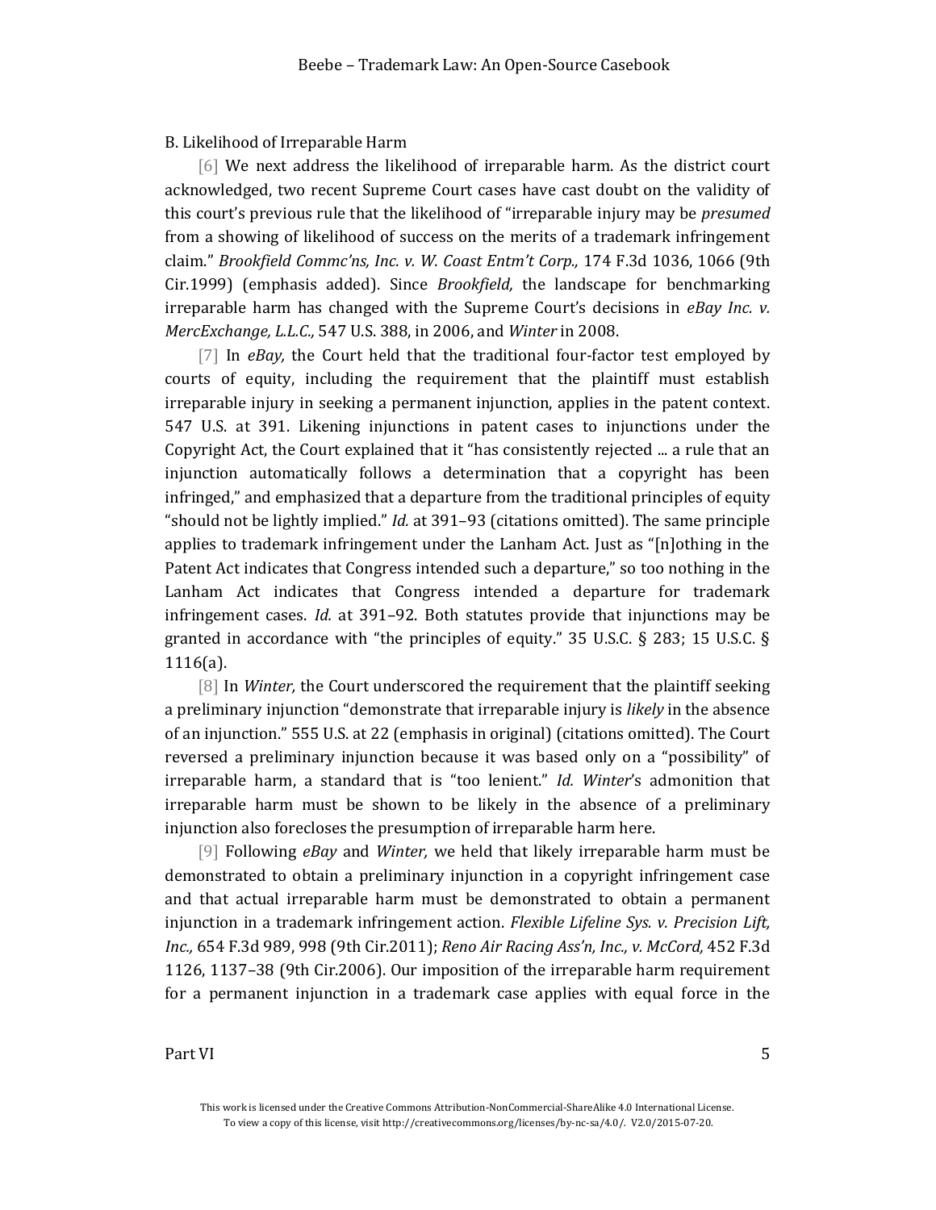B. Likelihood of Irreparable Harm

[6] We next address the likelihood of irreparable harm. As the district court acknowledged, two recent Supreme Court cases have cast doubt on the validity of this court's previous rule that the likelihood of "irreparable injury may be *presumed* from a showing of likelihood of success on the merits of a trademark infringement claim." *Brookfield Commc'ns, Inc. v. W. Coast Entm't Corp.,* 174 F.3d 1036, 1066 (9th Cir.1999) (emphasis added). Since *Brookfield,* the landscape for benchmarking irreparable harm has changed with the Supreme Court's decisions in *eBay Inc. v. MercExchange, L.L.C.,* 547 U.S. 388, in 2006, and *Winter* in 2008.

[7] In *eBay,* the Court held that the traditional four-factor test employed by courts of equity, including the requirement that the plaintiff must establish irreparable injury in seeking a permanent injunction, applies in the patent context. 547 U.S. at 391. Likening injunctions in patent cases to injunctions under the Copyright Act, the Court explained that it "has consistently rejected ... a rule that an injunction automatically follows a determination that a copyright has been infringed," and emphasized that a departure from the traditional principles of equity "should not be lightly implied." *Id.* at 391–93 (citations omitted). The same principle applies to trademark infringement under the Lanham Act. Just as "[n]othing in the Patent Act indicates that Congress intended such a departure," so too nothing in the Lanham Act indicates that Congress intended a departure for trademark infringement cases. *Id.* at 391–92. Both statutes provide that injunctions may be granted in accordance with "the principles of equity." 35 U.S.C. § 283; 15 U.S.C. § 1116(a).

[8] In *Winter,* the Court underscored the requirement that the plaintiff seeking a preliminary injunction "demonstrate that irreparable injury is *likely* in the absence of an injunction." 555 U.S. at 22 (emphasis in original) (citations omitted). The Court reversed a preliminary injunction because it was based only on a "possibility" of irreparable harm, a standard that is "too lenient." *Id. Winter*'s admonition that irreparable harm must be shown to be likely in the absence of a preliminary injunction also forecloses the presumption of irreparable harm here.

[9] Following *eBay* and *Winter,* we held that likely irreparable harm must be demonstrated to obtain a preliminary injunction in a copyright infringement case and that actual irreparable harm must be demonstrated to obtain a permanent injunction in a trademark infringement action. *Flexible Lifeline Sys. v. Precision Lift, Inc.,* 654 F.3d 989, 998 (9th Cir.2011); *Reno Air Racing Ass'n, Inc., v. McCord,* 452 F.3d 1126, 1137–38 (9th Cir.2006). Our imposition of the irreparable harm requirement for a permanent injunction in a trademark case applies with equal force in the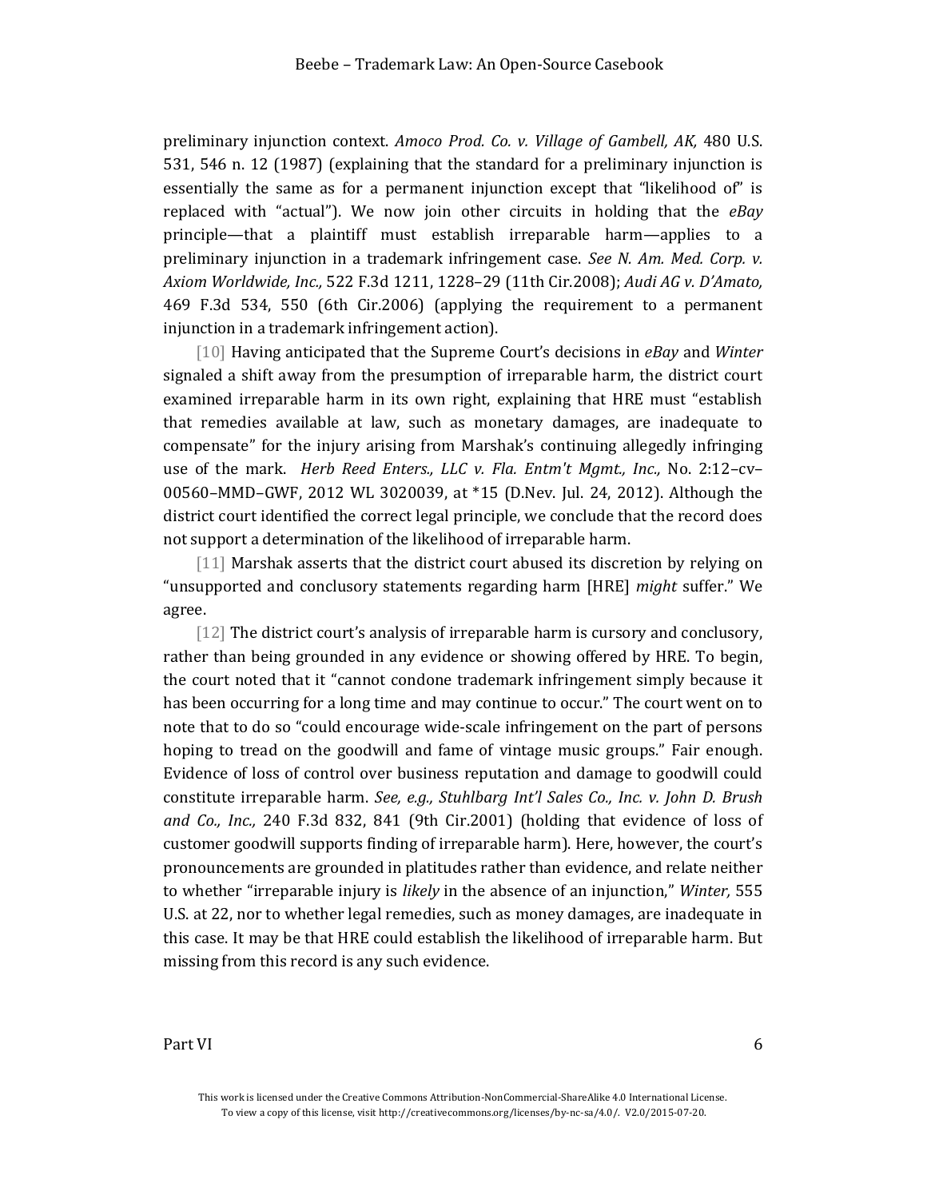preliminary injunction context. *Amoco Prod. Co. v. Village of Gambell, AK,* 480 U.S. 531, 546 n. 12 (1987) (explaining that the standard for a preliminary injunction is essentially the same as for a permanent injunction except that "likelihood of" is replaced with "actual"). We now join other circuits in holding that the *eBay* principle—that a plaintiff must establish irreparable harm—applies to a preliminary injunction in a trademark infringement case. *See N. Am. Med. Corp. v. Axiom Worldwide, Inc.,* 522 F.3d 1211, 1228–29 (11th Cir.2008); *Audi AG v. D'Amato,* 469 F.3d 534, 550 (6th Cir.2006) (applying the requirement to a permanent injunction in a trademark infringement action).

[10] Having anticipated that the Supreme Court's decisions in *eBay* and *Winter* signaled a shift away from the presumption of irreparable harm, the district court examined irreparable harm in its own right, explaining that HRE must "establish that remedies available at law, such as monetary damages, are inadequate to compensate" for the injury arising from Marshak's continuing allegedly infringing use of the mark. *Herb Reed Enters., LLC v. Fla. Entm't Mgmt., Inc.,* No. 2:12–cv–00560–MMD–GWF, 2012 WL 3020039, at *15 (D.Nev. Jul. 24, 2012). Although the district court identified the correct legal principle, we conclude that the record does not support a determination of the likelihood of irreparable harm.

[11] Marshak asserts that the district court abused its discretion by relying on "unsupported and conclusory statements regarding harm [HRE] *might* suffer." We agree.

[12] The district court's analysis of irreparable harm is cursory and conclusory, rather than being grounded in any evidence or showing offered by HRE. To begin, the court noted that it "cannot condone trademark infringement simply because it has been occurring for a long time and may continue to occur." The court went on to note that to do so "could encourage wide-scale infringement on the part of persons hoping to tread on the goodwill and fame of vintage music groups." Fair enough. Evidence of loss of control over business reputation and damage to goodwill could constitute irreparable harm. *See, e.g., Stuhlbarg Int'l Sales Co., Inc. v. John D. Brush and Co., Inc.,* 240 F.3d 832, 841 (9th Cir.2001) (holding that evidence of loss of customer goodwill supports finding of irreparable harm). Here, however, the court's pronouncements are grounded in platitudes rather than evidence, and relate neither to whether "irreparable injury is *likely* in the absence of an injunction," *Winter,* 555 U.S. at 22, nor to whether legal remedies, such as money damages, are inadequate in this case. It may be that HRE could establish the likelihood of irreparable harm. But missing from this record is any such evidence.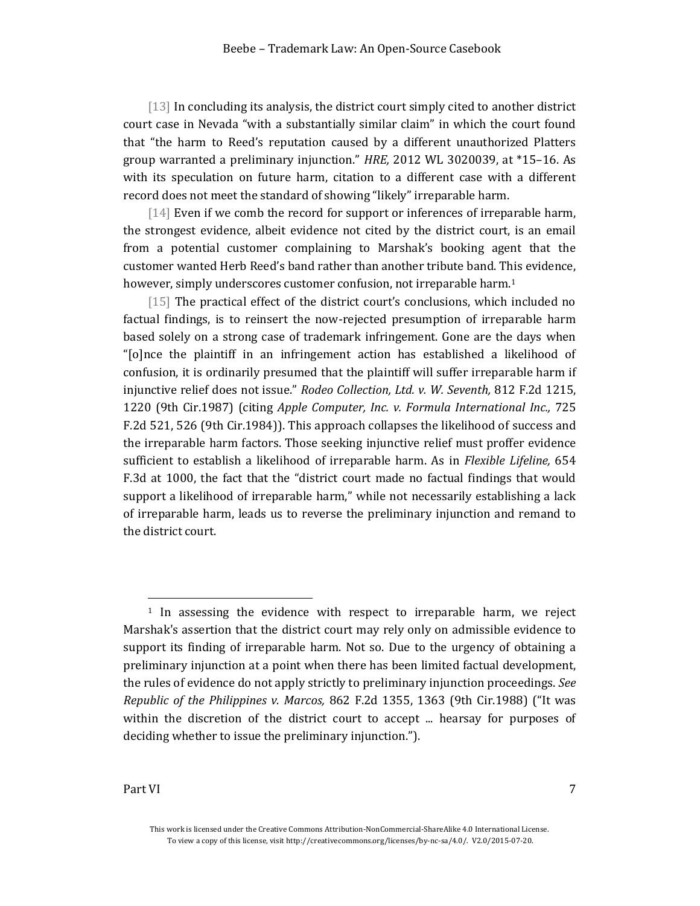[13] In concluding its analysis, the district court simply cited to another district court case in Nevada "with a substantially similar claim" in which the court found that "the harm to Reed's reputation caused by a different unauthorized Platters group warranted a preliminary injunction." *HRE,* 2012 WL 3020039, at *15–16. As with its speculation on future harm, citation to a different case with a different record does not meet the standard of showing "likely" irreparable harm.

[14] Even if we comb the record for support or inferences of irreparable harm, the strongest evidence, albeit evidence not cited by the district court, is an email from a potential customer complaining to Marshak's booking agent that the customer wanted Herb Reed's band rather than another tribute band. This evidence, however, simply underscores customer confusion, not irreparable harm.[1]

[15] The practical effect of the district court's conclusions, which included no factual findings, is to reinsert the now-rejected presumption of irreparable harm based solely on a strong case of trademark infringement. Gone are the days when "[o]nce the plaintiff in an infringement action has established a likelihood of confusion, it is ordinarily presumed that the plaintiff will suffer irreparable harm if injunctive relief does not issue." *Rodeo Collection, Ltd. v. W. Seventh,* 812 F.2d 1215, 1220 (9th Cir.1987) (citing *Apple Computer, Inc. v. Formula International Inc.,* 725 F.2d 521, 526 (9th Cir.1984)). This approach collapses the likelihood of success and the irreparable harm factors. Those seeking injunctive relief must proffer evidence sufficient to establish a likelihood of irreparable harm. As in *Flexible Lifeline,* 654 F.3d at 1000, the fact that the "district court made no factual findings that would support a likelihood of irreparable harm," while not necessarily establishing a lack of irreparable harm, leads us to reverse the preliminary injunction and remand to the district court.

---

[1] In assessing the evidence with respect to irreparable harm, we reject Marshak's assertion that the district court may rely only on admissible evidence to support its finding of irreparable harm. Not so. Due to the urgency of obtaining a preliminary injunction at a point when there has been limited factual development, the rules of evidence do not apply strictly to preliminary injunction proceedings. *See Republic of the Philippines v. Marcos,* 862 F.2d 1355, 1363 (9th Cir.1988) ("It was within the discretion of the district court to accept ... hearsay for purposes of deciding whether to issue the preliminary injunction.").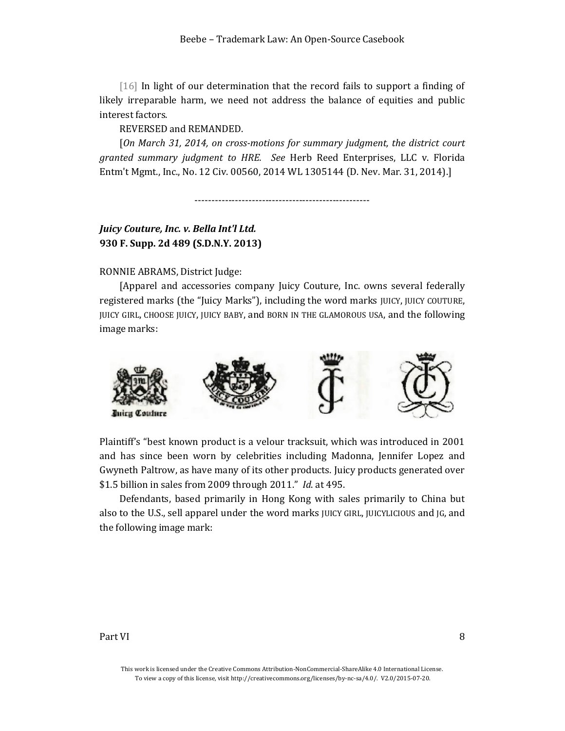[16] In light of our determination that the record fails to support a finding of likely irreparable harm, we need not address the balance of equities and public interest factors.

REVERSED and REMANDED.

[*On March 31, 2014, on cross-motions for summary judgment, the district court granted summary judgment to HRE. See* Herb Reed Enterprises, LLC v. Florida Entm't Mgmt., Inc., No. 12 Civ. 00560, 2014 WL 1305144 (D. Nev. Mar. 31, 2014).]

---------------------------------------------------

***Juicy Couture, Inc. v. Bella Int'l Ltd.***
**930 F. Supp. 2d 489 (S.D.N.Y. 2013)**

RONNIE ABRAMS, District Judge:

[Apparel and accessories company Juicy Couture, Inc. owns several federally registered marks (the "Juicy Marks"), including the word marks JUICY, JUICY COUTURE, JUICY GIRL, CHOOSE JUICY, JUICY BABY, and BORN IN THE GLAMOROUS USA, and the following image marks:

Plaintiff's "best known product is a velour tracksuit, which was introduced in 2001 and has since been worn by celebrities including Madonna, Jennifer Lopez and Gwyneth Paltrow, as have many of its other products. Juicy products generated over $1.5 billion in sales from 2009 through 2011." *Id*. at 495.

Defendants, based primarily in Hong Kong with sales primarily to China but also to the U.S., sell apparel under the word marks JUICY GIRL, JUICYLICIOUS and JG, and the following image mark: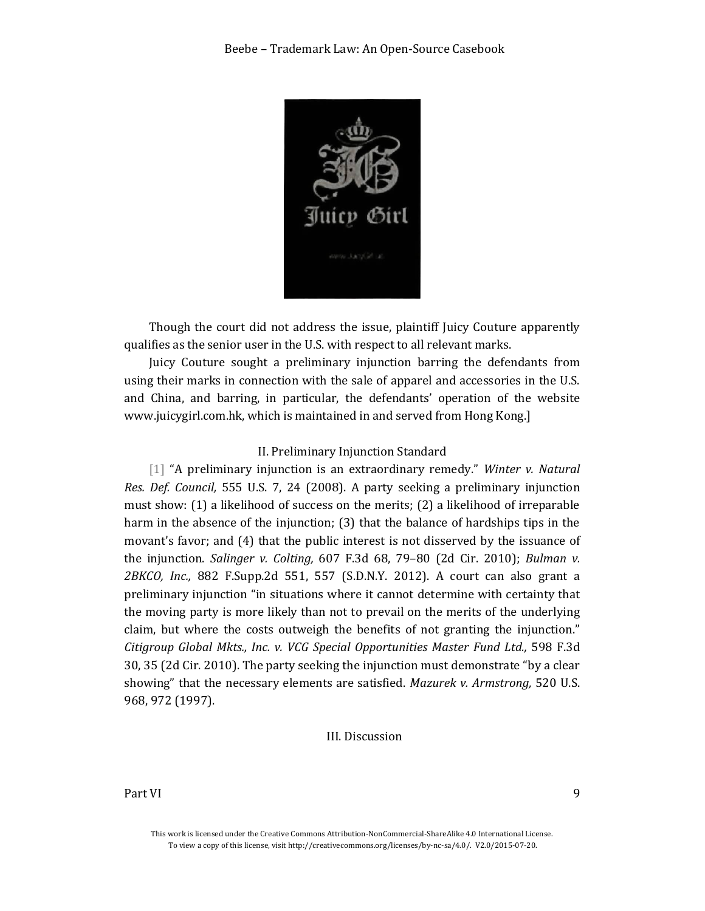Though the court did not address the issue, plaintiff Juicy Couture apparently qualifies as the senior user in the U.S. with respect to all relevant marks.

Juicy Couture sought a preliminary injunction barring the defendants from using their marks in connection with the sale of apparel and accessories in the U.S. and China, and barring, in particular, the defendants' operation of the website www.juicygirl.com.hk, which is maintained in and served from Hong Kong.]

II. Preliminary Injunction Standard

[1] "A preliminary injunction is an extraordinary remedy." *Winter v. Natural Res. Def. Council,* 555 U.S. 7, 24 (2008). A party seeking a preliminary injunction must show: (1) a likelihood of success on the merits; (2) a likelihood of irreparable harm in the absence of the injunction; (3) that the balance of hardships tips in the movant's favor; and (4) that the public interest is not disserved by the issuance of the injunction. *Salinger v. Colting,* 607 F.3d 68, 79–80 (2d Cir. 2010); *Bulman v. 2BKCO, Inc.,* 882 F.Supp.2d 551, 557 (S.D.N.Y. 2012). A court can also grant a preliminary injunction "in situations where it cannot determine with certainty that the moving party is more likely than not to prevail on the merits of the underlying claim, but where the costs outweigh the benefits of not granting the injunction." *Citigroup Global Mkts., Inc. v. VCG Special Opportunities Master Fund Ltd.,* 598 F.3d 30, 35 (2d Cir. 2010). The party seeking the injunction must demonstrate "by a clear showing" that the necessary elements are satisfied. *Mazurek v. Armstrong,* 520 U.S. 968, 972 (1997).

III. Discussion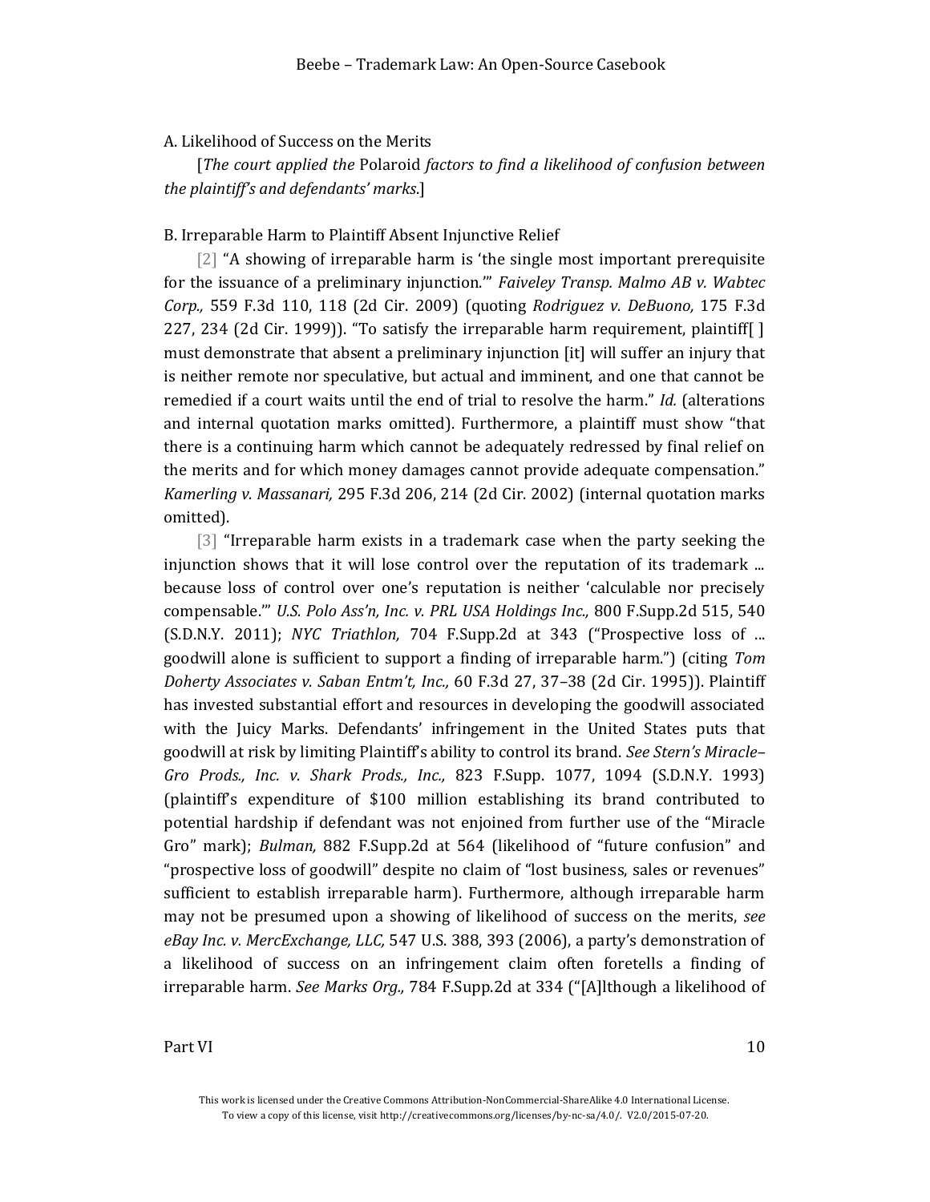A. Likelihood of Success on the Merits

[*The court applied the* Polaroid *factors to find a likelihood of confusion between the plaintiff's and defendants' marks*.]

B. Irreparable Harm to Plaintiff Absent Injunctive Relief

[2] "A showing of irreparable harm is 'the single most important prerequisite for the issuance of a preliminary injunction.'" *Faiveley Transp. Malmo AB v. Wabtec Corp.,* 559 F.3d 110, 118 (2d Cir. 2009) (quoting *Rodriguez v. DeBuono,* 175 F.3d 227, 234 (2d Cir. 1999)). "To satisfy the irreparable harm requirement, plaintiff[ ] must demonstrate that absent a preliminary injunction [it] will suffer an injury that is neither remote nor speculative, but actual and imminent, and one that cannot be remedied if a court waits until the end of trial to resolve the harm." *Id.* (alterations and internal quotation marks omitted). Furthermore, a plaintiff must show "that there is a continuing harm which cannot be adequately redressed by final relief on the merits and for which money damages cannot provide adequate compensation." *Kamerling v. Massanari,* 295 F.3d 206, 214 (2d Cir. 2002) (internal quotation marks omitted).

[3] "Irreparable harm exists in a trademark case when the party seeking the injunction shows that it will lose control over the reputation of its trademark ... because loss of control over one's reputation is neither 'calculable nor precisely compensable.'" *U.S. Polo Ass'n, Inc. v. PRL USA Holdings Inc.,* 800 F.Supp.2d 515, 540 (S.D.N.Y. 2011); *NYC Triathlon,* 704 F.Supp.2d at 343 ("Prospective loss of ... goodwill alone is sufficient to support a finding of irreparable harm.") (citing *Tom Doherty Associates v. Saban Entm't, Inc.,* 60 F.3d 27, 37–38 (2d Cir. 1995)). Plaintiff has invested substantial effort and resources in developing the goodwill associated with the Juicy Marks. Defendants' infringement in the United States puts that goodwill at risk by limiting Plaintiff's ability to control its brand. *See Stern's Miracle–Gro Prods., Inc. v. Shark Prods., Inc.,* 823 F.Supp. 1077, 1094 (S.D.N.Y. 1993) (plaintiff's expenditure of $100 million establishing its brand contributed to potential hardship if defendant was not enjoined from further use of the "Miracle Gro" mark); *Bulman,* 882 F.Supp.2d at 564 (likelihood of "future confusion" and "prospective loss of goodwill" despite no claim of "lost business, sales or revenues" sufficient to establish irreparable harm). Furthermore, although irreparable harm may not be presumed upon a showing of likelihood of success on the merits, *see eBay Inc. v. MercExchange, LLC,* 547 U.S. 388, 393 (2006), a party's demonstration of a likelihood of success on an infringement claim often foretells a finding of irreparable harm. *See Marks Org.,* 784 F.Supp.2d at 334 ("[A]lthough a likelihood of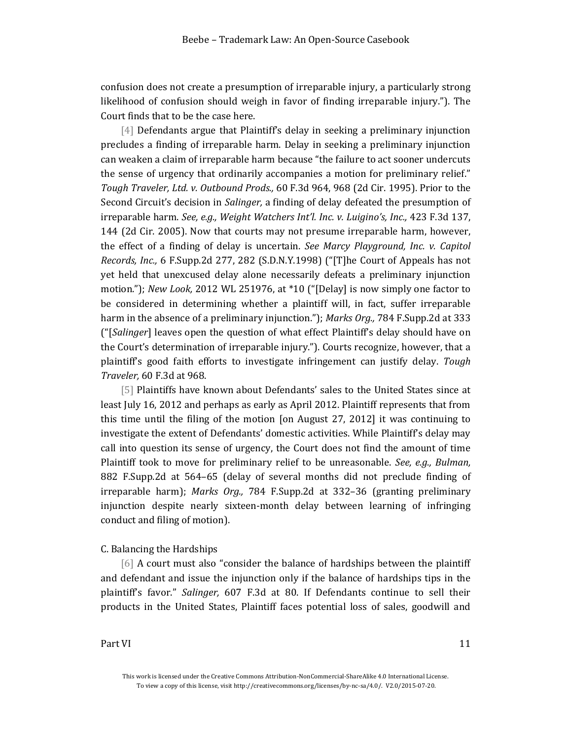confusion does not create a presumption of irreparable injury, a particularly strong likelihood of confusion should weigh in favor of finding irreparable injury."). The Court finds that to be the case here.

[4] Defendants argue that Plaintiff's delay in seeking a preliminary injunction precludes a finding of irreparable harm. Delay in seeking a preliminary injunction can weaken a claim of irreparable harm because "the failure to act sooner undercuts the sense of urgency that ordinarily accompanies a motion for preliminary relief." *Tough Traveler, Ltd. v. Outbound Prods.,* 60 F.3d 964, 968 (2d Cir. 1995). Prior to the Second Circuit's decision in *Salinger,* a finding of delay defeated the presumption of irreparable harm. *See, e.g., Weight Watchers Int'l. Inc. v. Luigino's, Inc.,* 423 F.3d 137, 144 (2d Cir. 2005). Now that courts may not presume irreparable harm, however, the effect of a finding of delay is uncertain. *See Marcy Playground, Inc. v. Capitol Records, Inc.,* 6 F.Supp.2d 277, 282 (S.D.N.Y.1998) ("[T]he Court of Appeals has not yet held that unexcused delay alone necessarily defeats a preliminary injunction motion."); *New Look,* 2012 WL 251976, at *10 ("[Delay] is now simply one factor to be considered in determining whether a plaintiff will, in fact, suffer irreparable harm in the absence of a preliminary injunction."); *Marks Org.,* 784 F.Supp.2d at 333 ("[*Salinger*] leaves open the question of what effect Plaintiff's delay should have on the Court's determination of irreparable injury."). Courts recognize, however, that a plaintiff's good faith efforts to investigate infringement can justify delay. *Tough Traveler,* 60 F.3d at 968.

[5] Plaintiffs have known about Defendants' sales to the United States since at least July 16, 2012 and perhaps as early as April 2012. Plaintiff represents that from this time until the filing of the motion [on August 27, 2012] it was continuing to investigate the extent of Defendants' domestic activities. While Plaintiff's delay may call into question its sense of urgency, the Court does not find the amount of time Plaintiff took to move for preliminary relief to be unreasonable. *See, e.g., Bulman,* 882 F.Supp.2d at 564–65 (delay of several months did not preclude finding of irreparable harm); *Marks Org.,* 784 F.Supp.2d at 332–36 (granting preliminary injunction despite nearly sixteen-month delay between learning of infringing conduct and filing of motion).

C. Balancing the Hardships

[6] A court must also "consider the balance of hardships between the plaintiff and defendant and issue the injunction only if the balance of hardships tips in the plaintiff's favor." *Salinger,* 607 F.3d at 80. If Defendants continue to sell their products in the United States, Plaintiff faces potential loss of sales, goodwill and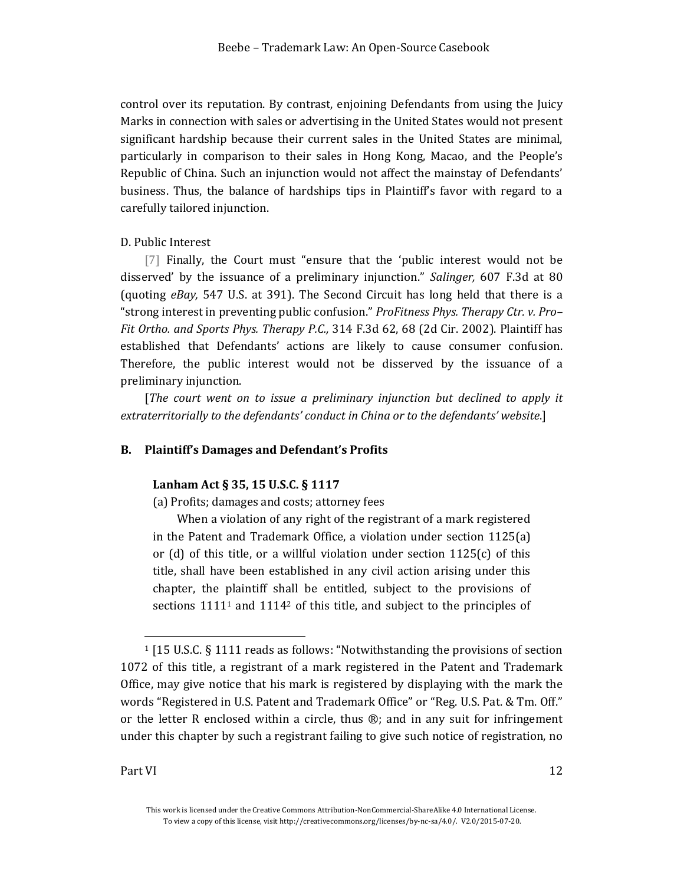control over its reputation. By contrast, enjoining Defendants from using the Juicy Marks in connection with sales or advertising in the United States would not present significant hardship because their current sales in the United States are minimal, particularly in comparison to their sales in Hong Kong, Macao, and the People's Republic of China. Such an injunction would not affect the mainstay of Defendants' business. Thus, the balance of hardships tips in Plaintiff's favor with regard to a carefully tailored injunction.

D. Public Interest

[7] Finally, the Court must "ensure that the 'public interest would not be disserved' by the issuance of a preliminary injunction." *Salinger,* 607 F.3d at 80 (quoting *eBay,* 547 U.S. at 391). The Second Circuit has long held that there is a "strong interest in preventing public confusion." *ProFitness Phys. Therapy Ctr. v. Pro–Fit Ortho. and Sports Phys. Therapy P.C.,* 314 F.3d 62, 68 (2d Cir. 2002). Plaintiff has established that Defendants' actions are likely to cause consumer confusion. Therefore, the public interest would not be disserved by the issuance of a preliminary injunction.

[*The court went on to issue a preliminary injunction but declined to apply it extraterritorially to the defendants' conduct in China or to the defendants' website.*]

## B. Plaintiff's Damages and Defendant's Profits

> **Lanham Act § 35, 15 U.S.C. § 1117**
>
> (a) Profits; damages and costs; attorney fees
>
> When a violation of any right of the registrant of a mark registered in the Patent and Trademark Office, a violation under section 1125(a) or (d) of this title, or a willful violation under section 1125(c) of this title, shall have been established in any civil action arising under this chapter, the plaintiff shall be entitled, subject to the provisions of sections 1111[1] and 1114[2] of this title, and subject to the principles of

---

[1] [15 U.S.C. § 1111 reads as follows: "Notwithstanding the provisions of section 1072 of this title, a registrant of a mark registered in the Patent and Trademark Office, may give notice that his mark is registered by displaying with the mark the words "Registered in U.S. Patent and Trademark Office" or "Reg. U.S. Pat. & Tm. Off." or the letter R enclosed within a circle, thus ®; and in any suit for infringement under this chapter by such a registrant failing to give such notice of registration, no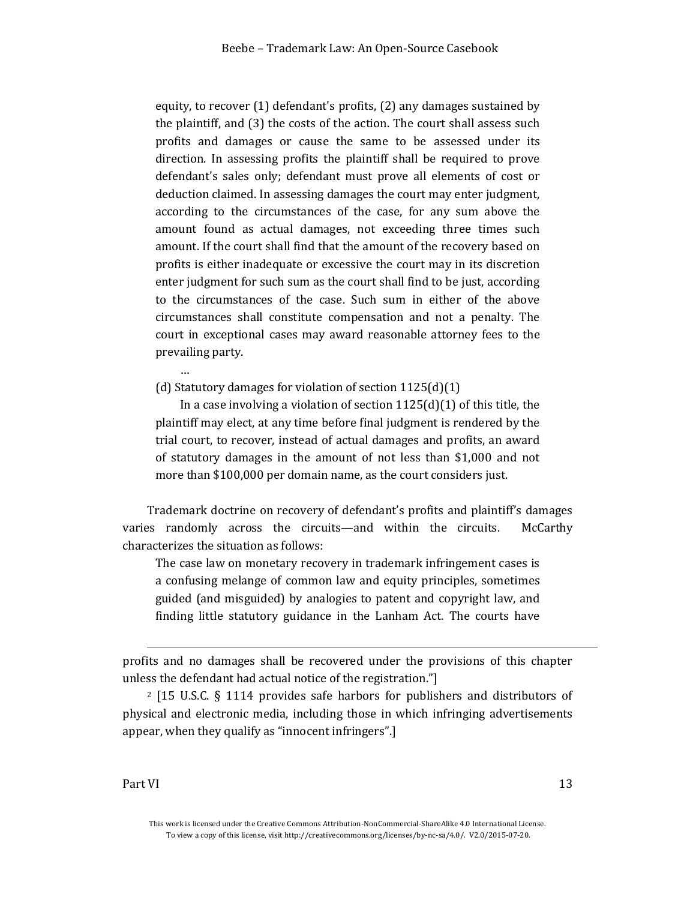> equity, to recover (1) defendant's profits, (2) any damages sustained by the plaintiff, and (3) the costs of the action. The court shall assess such profits and damages or cause the same to be assessed under its direction. In assessing profits the plaintiff shall be required to prove defendant's sales only; defendant must prove all elements of cost or deduction claimed. In assessing damages the court may enter judgment, according to the circumstances of the case, for any sum above the amount found as actual damages, not exceeding three times such amount. If the court shall find that the amount of the recovery based on profits is either inadequate or excessive the court may in its discretion enter judgment for such sum as the court shall find to be just, according to the circumstances of the case. Such sum in either of the above circumstances shall constitute compensation and not a penalty. The court in exceptional cases may award reasonable attorney fees to the prevailing party.
>
> …
>
> (d) Statutory damages for violation of section 1125(d)(1)
>
> In a case involving a violation of section 1125(d)(1) of this title, the plaintiff may elect, at any time before final judgment is rendered by the trial court, to recover, instead of actual damages and profits, an award of statutory damages in the amount of not less than $1,000 and not more than $100,000 per domain name, as the court considers just.

Trademark doctrine on recovery of defendant's profits and plaintiff's damages varies randomly across the circuits—and within the circuits. McCarthy characterizes the situation as follows:

> The case law on monetary recovery in trademark infringement cases is a confusing melange of common law and equity principles, sometimes guided (and misguided) by analogies to patent and copyright law, and finding little statutory guidance in the Lanham Act. The courts have

---

profits and no damages shall be recovered under the provisions of this chapter unless the defendant had actual notice of the registration."]

[2] [15 U.S.C. § 1114 provides safe harbors for publishers and distributors of physical and electronic media, including those in which infringing advertisements appear, when they qualify as "innocent infringers".]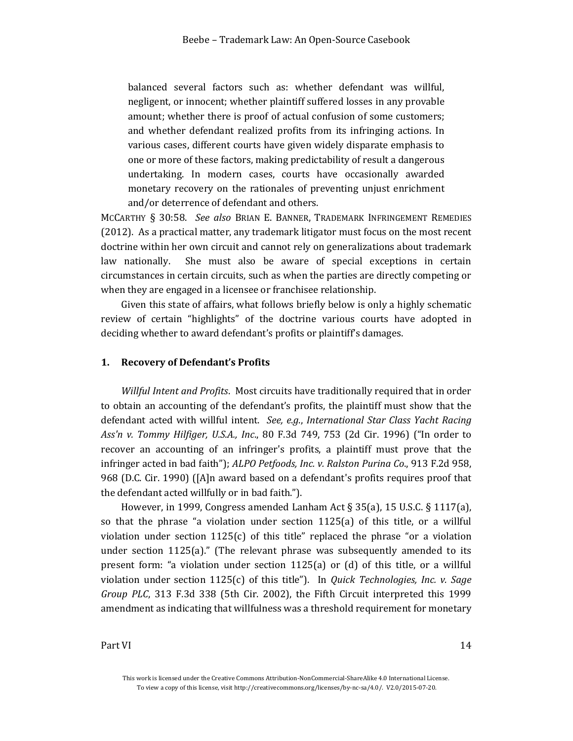> balanced several factors such as: whether defendant was willful, negligent, or innocent; whether plaintiff suffered losses in any provable amount; whether there is proof of actual confusion of some customers; and whether defendant realized profits from its infringing actions. In various cases, different courts have given widely disparate emphasis to one or more of these factors, making predictability of result a dangerous undertaking. In modern cases, courts have occasionally awarded monetary recovery on the rationales of preventing unjust enrichment and/or deterrence of defendant and others.

MCCARTHY § 30:58. *See also* BRIAN E. BANNER, TRADEMARK INFRINGEMENT REMEDIES (2012). As a practical matter, any trademark litigator must focus on the most recent doctrine within her own circuit and cannot rely on generalizations about trademark law nationally. She must also be aware of special exceptions in certain circumstances in certain circuits, such as when the parties are directly competing or when they are engaged in a licensee or franchisee relationship.

Given this state of affairs, what follows briefly below is only a highly schematic review of certain "highlights" of the doctrine various courts have adopted in deciding whether to award defendant's profits or plaintiff's damages.

### 1. Recovery of Defendant's Profits

*Willful Intent and Profits*. Most circuits have traditionally required that in order to obtain an accounting of the defendant's profits, the plaintiff must show that the defendant acted with willful intent. *See, e.g.*, *International Star Class Yacht Racing Ass'n v. Tommy Hilfiger, U.S.A., Inc*., 80 F.3d 749, 753 (2d Cir. 1996) ("In order to recover an accounting of an infringer's profits, a plaintiff must prove that the infringer acted in bad faith"); *ALPO Petfoods, Inc. v. Ralston Purina Co*., 913 F.2d 958, 968 (D.C. Cir. 1990) ([A]n award based on a defendant's profits requires proof that the defendant acted willfully or in bad faith.").

However, in 1999, Congress amended Lanham Act § 35(a), 15 U.S.C. § 1117(a), so that the phrase "a violation under section 1125(a) of this title, or a willful violation under section 1125(c) of this title" replaced the phrase "or a violation under section 1125(a)." (The relevant phrase was subsequently amended to its present form: "a violation under section 1125(a) or (d) of this title, or a willful violation under section 1125(c) of this title"). In *Quick Technologies, Inc. v. Sage Group PLC*, 313 F.3d 338 (5th Cir. 2002), the Fifth Circuit interpreted this 1999 amendment as indicating that willfulness was a threshold requirement for monetary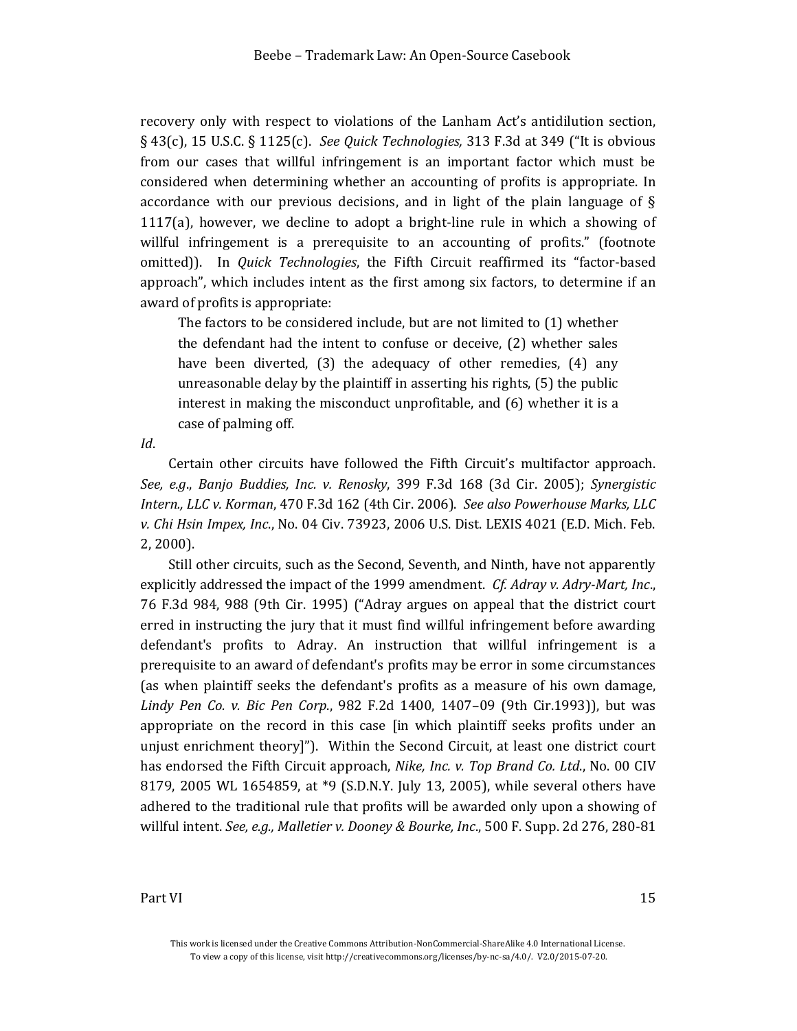recovery only with respect to violations of the Lanham Act's antidilution section, § 43(c), 15 U.S.C. § 1125(c). *See Quick Technologies,* 313 F.3d at 349 ("It is obvious from our cases that willful infringement is an important factor which must be considered when determining whether an accounting of profits is appropriate. In accordance with our previous decisions, and in light of the plain language of § 1117(a), however, we decline to adopt a bright-line rule in which a showing of willful infringement is a prerequisite to an accounting of profits." (footnote omitted)). In *Quick Technologies*, the Fifth Circuit reaffirmed its "factor-based approach", which includes intent as the first among six factors, to determine if an award of profits is appropriate:

> The factors to be considered include, but are not limited to (1) whether the defendant had the intent to confuse or deceive, (2) whether sales have been diverted, (3) the adequacy of other remedies, (4) any unreasonable delay by the plaintiff in asserting his rights, (5) the public interest in making the misconduct unprofitable, and (6) whether it is a case of palming off.

*Id*.

Certain other circuits have followed the Fifth Circuit's multifactor approach. *See, e.g*., *Banjo Buddies, Inc. v. Renosky*, 399 F.3d 168 (3d Cir. 2005); *Synergistic Intern., LLC v. Korman*, 470 F.3d 162 (4th Cir. 2006). *See also Powerhouse Marks, LLC v. Chi Hsin Impex, Inc*., No. 04 Civ. 73923, 2006 U.S. Dist. LEXIS 4021 (E.D. Mich. Feb. 2, 2000).

Still other circuits, such as the Second, Seventh, and Ninth, have not apparently explicitly addressed the impact of the 1999 amendment. *Cf. Adray v. Adry-Mart, Inc*., 76 F.3d 984, 988 (9th Cir. 1995) ("Adray argues on appeal that the district court erred in instructing the jury that it must find willful infringement before awarding defendant's profits to Adray. An instruction that willful infringement is a prerequisite to an award of defendant's profits may be error in some circumstances (as when plaintiff seeks the defendant's profits as a measure of his own damage, *Lindy Pen Co. v. Bic Pen Corp*., 982 F.2d 1400, 1407–09 (9th Cir.1993)), but was appropriate on the record in this case [in which plaintiff seeks profits under an unjust enrichment theory]"). Within the Second Circuit, at least one district court has endorsed the Fifth Circuit approach, *Nike, Inc. v. Top Brand Co. Ltd*., No. 00 CIV 8179, 2005 WL 1654859, at *9 (S.D.N.Y. July 13, 2005), while several others have adhered to the traditional rule that profits will be awarded only upon a showing of willful intent. *See, e.g., Malletier v. Dooney & Bourke, Inc*., 500 F. Supp. 2d 276, 280-81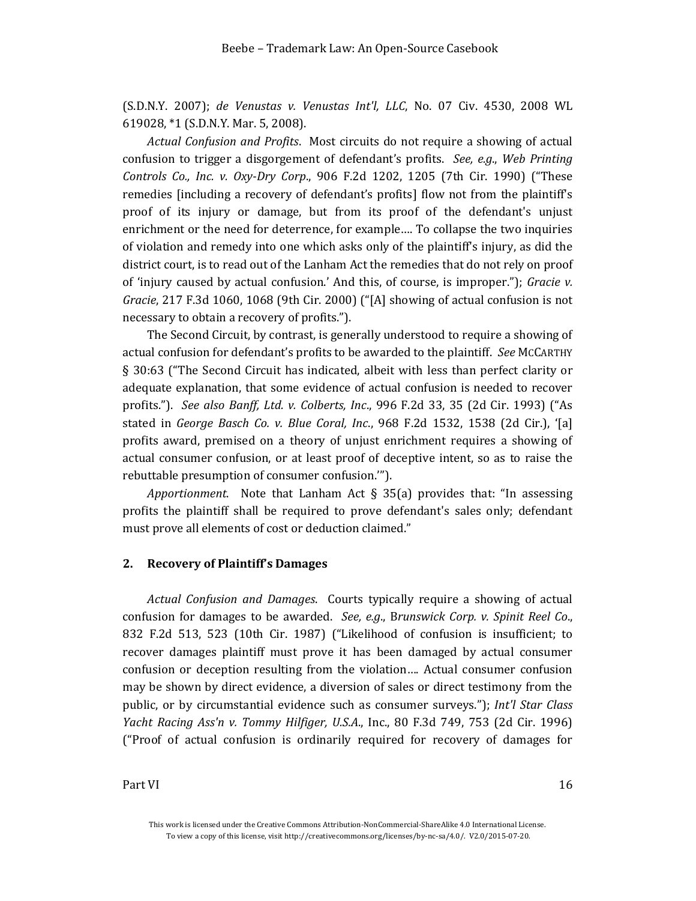(S.D.N.Y. 2007); *de Venustas v. Venustas Int'l, LLC*, No. 07 Civ. 4530, 2008 WL 619028, *1 (S.D.N.Y. Mar. 5, 2008).

*Actual Confusion and Profits*. Most circuits do not require a showing of actual confusion to trigger a disgorgement of defendant's profits. *See, e.g.*, *Web Printing Controls Co., Inc. v. Oxy-Dry Corp*., 906 F.2d 1202, 1205 (7th Cir. 1990) ("These remedies [including a recovery of defendant's profits] flow not from the plaintiff's proof of its injury or damage, but from its proof of the defendant's unjust enrichment or the need for deterrence, for example…. To collapse the two inquiries of violation and remedy into one which asks only of the plaintiff's injury, as did the district court, is to read out of the Lanham Act the remedies that do not rely on proof of 'injury caused by actual confusion.' And this, of course, is improper."); *Gracie v. Gracie*, 217 F.3d 1060, 1068 (9th Cir. 2000) ("[A] showing of actual confusion is not necessary to obtain a recovery of profits.").

The Second Circuit, by contrast, is generally understood to require a showing of actual confusion for defendant's profits to be awarded to the plaintiff. *See* MCCARTHY § 30:63 ("The Second Circuit has indicated, albeit with less than perfect clarity or adequate explanation, that some evidence of actual confusion is needed to recover profits."). *See also Banff, Ltd. v. Colberts, Inc*., 996 F.2d 33, 35 (2d Cir. 1993) ("As stated in *George Basch Co. v. Blue Coral, Inc*., 968 F.2d 1532, 1538 (2d Cir.), '[a] profits award, premised on a theory of unjust enrichment requires a showing of actual consumer confusion, or at least proof of deceptive intent, so as to raise the rebuttable presumption of consumer confusion.'").

*Apportionment*. Note that Lanham Act § 35(a) provides that: "In assessing profits the plaintiff shall be required to prove defendant's sales only; defendant must prove all elements of cost or deduction claimed."

### 2. Recovery of Plaintiff's Damages

*Actual Confusion and Damages*. Courts typically require a showing of actual confusion for damages to be awarded. *See, e.g.*, *Brunswick Corp. v. Spinit Reel Co*., 832 F.2d 513, 523 (10th Cir. 1987) ("Likelihood of confusion is insufficient; to recover damages plaintiff must prove it has been damaged by actual consumer confusion or deception resulting from the violation…. Actual consumer confusion may be shown by direct evidence, a diversion of sales or direct testimony from the public, or by circumstantial evidence such as consumer surveys."); *Int'l Star Class Yacht Racing Ass'n v. Tommy Hilfiger, U.S.A*., Inc., 80 F.3d 749, 753 (2d Cir. 1996) ("Proof of actual confusion is ordinarily required for recovery of damages for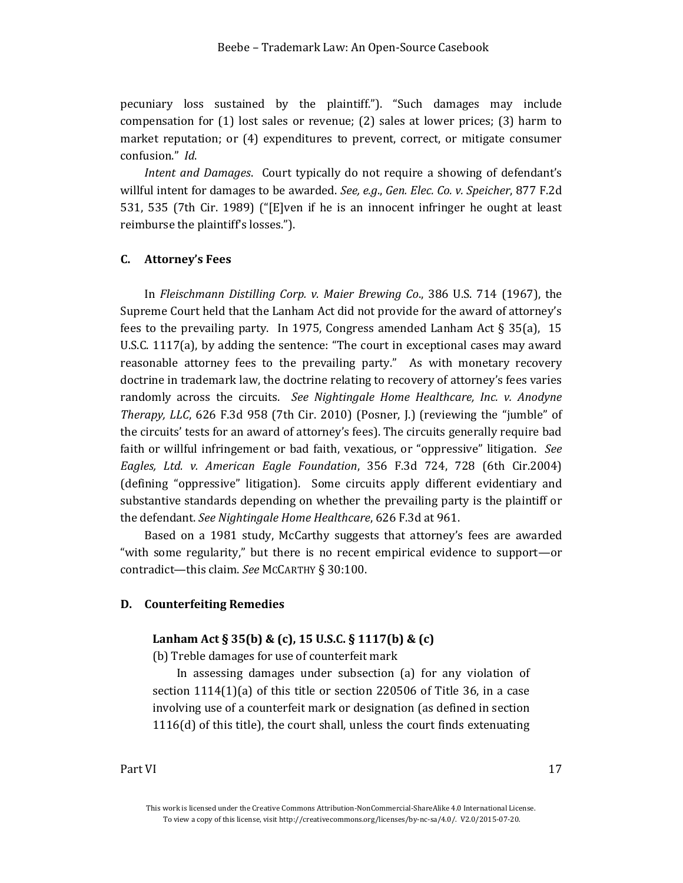pecuniary loss sustained by the plaintiff."). "Such damages may include compensation for (1) lost sales or revenue; (2) sales at lower prices; (3) harm to market reputation; or (4) expenditures to prevent, correct, or mitigate consumer confusion." *Id*.

*Intent and Damages*. Court typically do not require a showing of defendant's willful intent for damages to be awarded. *See, e.g*., *Gen. Elec. Co. v. Speicher*, 877 F.2d 531, 535 (7th Cir. 1989) ("[E]ven if he is an innocent infringer he ought at least reimburse the plaintiff's losses.").

### C. Attorney's Fees

In *Fleischmann Distilling Corp. v. Maier Brewing Co*., 386 U.S. 714 (1967), the Supreme Court held that the Lanham Act did not provide for the award of attorney's fees to the prevailing party. In 1975, Congress amended Lanham Act § 35(a), 15 U.S.C. 1117(a), by adding the sentence: "The court in exceptional cases may award reasonable attorney fees to the prevailing party." As with monetary recovery doctrine in trademark law, the doctrine relating to recovery of attorney's fees varies randomly across the circuits. *See Nightingale Home Healthcare, Inc. v. Anodyne Therapy, LLC*, 626 F.3d 958 (7th Cir. 2010) (Posner, J.) (reviewing the "jumble" of the circuits' tests for an award of attorney's fees). The circuits generally require bad faith or willful infringement or bad faith, vexatious, or "oppressive" litigation. *See Eagles, Ltd. v. American Eagle Foundation*, 356 F.3d 724, 728 (6th Cir.2004) (defining "oppressive" litigation). Some circuits apply different evidentiary and substantive standards depending on whether the prevailing party is the plaintiff or the defendant. *See Nightingale Home Healthcare*, 626 F.3d at 961.

Based on a 1981 study, McCarthy suggests that attorney's fees are awarded "with some regularity," but there is no recent empirical evidence to support—or contradict—this claim. *See* MCCARTHY § 30:100.

### D. Counterfeiting Remedies

**Lanham Act § 35(b) & (c), 15 U.S.C. § 1117(b) & (c)**

(b) Treble damages for use of counterfeit mark

In assessing damages under subsection (a) for any violation of section 1114(1)(a) of this title or section 220506 of Title 36, in a case involving use of a counterfeit mark or designation (as defined in section 1116(d) of this title), the court shall, unless the court finds extenuating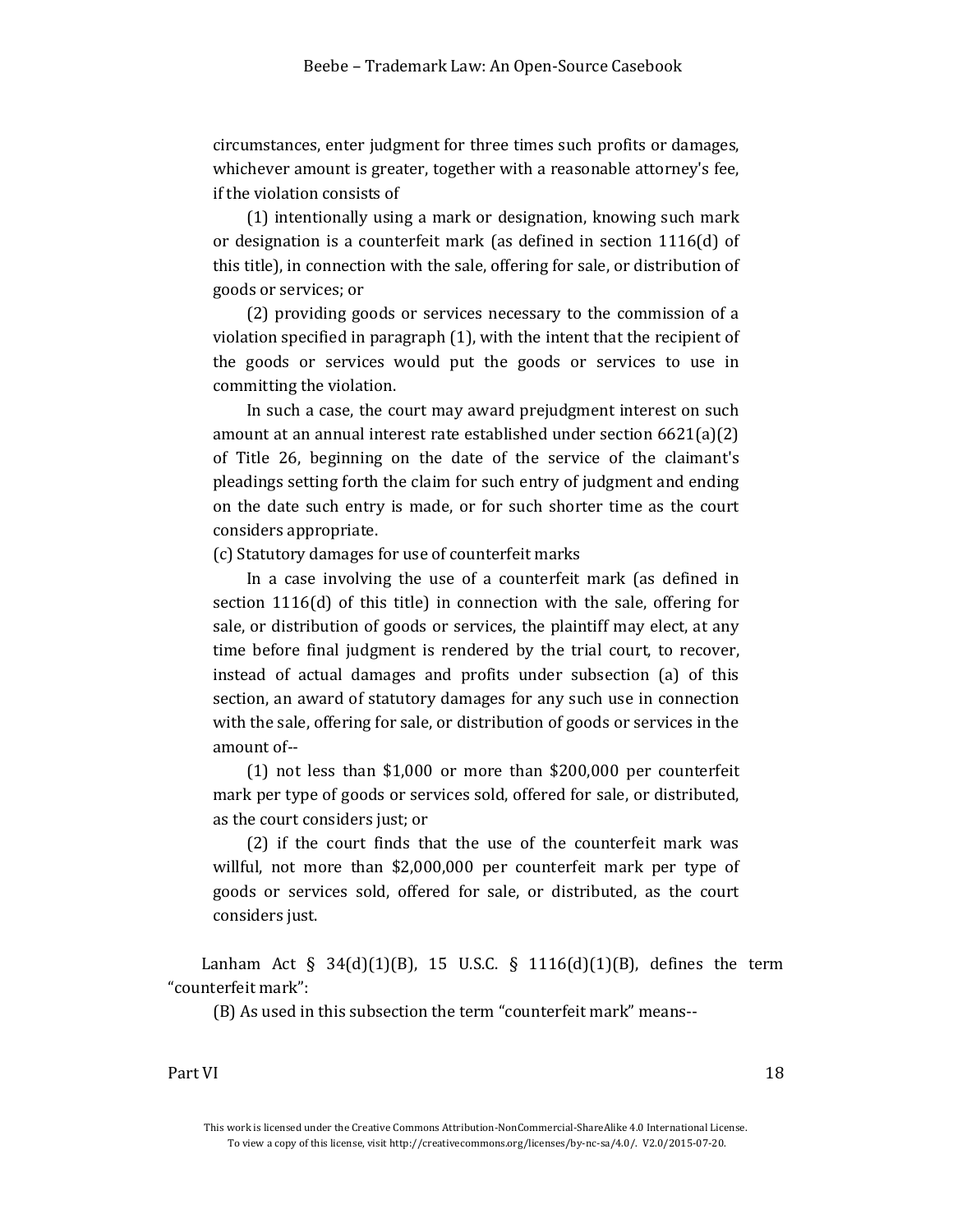circumstances, enter judgment for three times such profits or damages, whichever amount is greater, together with a reasonable attorney's fee, if the violation consists of

(1) intentionally using a mark or designation, knowing such mark or designation is a counterfeit mark (as defined in section 1116(d) of this title), in connection with the sale, offering for sale, or distribution of goods or services; or

(2) providing goods or services necessary to the commission of a violation specified in paragraph (1), with the intent that the recipient of the goods or services would put the goods or services to use in committing the violation.

In such a case, the court may award prejudgment interest on such amount at an annual interest rate established under section 6621(a)(2) of Title 26, beginning on the date of the service of the claimant's pleadings setting forth the claim for such entry of judgment and ending on the date such entry is made, or for such shorter time as the court considers appropriate.

(c) Statutory damages for use of counterfeit marks

In a case involving the use of a counterfeit mark (as defined in section 1116(d) of this title) in connection with the sale, offering for sale, or distribution of goods or services, the plaintiff may elect, at any time before final judgment is rendered by the trial court, to recover, instead of actual damages and profits under subsection (a) of this section, an award of statutory damages for any such use in connection with the sale, offering for sale, or distribution of goods or services in the amount of--

(1) not less than $1,000 or more than $200,000 per counterfeit mark per type of goods or services sold, offered for sale, or distributed, as the court considers just; or

(2) if the court finds that the use of the counterfeit mark was willful, not more than $2,000,000 per counterfeit mark per type of goods or services sold, offered for sale, or distributed, as the court considers just.

Lanham Act § 34(d)(1)(B), 15 U.S.C. § 1116(d)(1)(B), defines the term "counterfeit mark":

(B) As used in this subsection the term "counterfeit mark" means--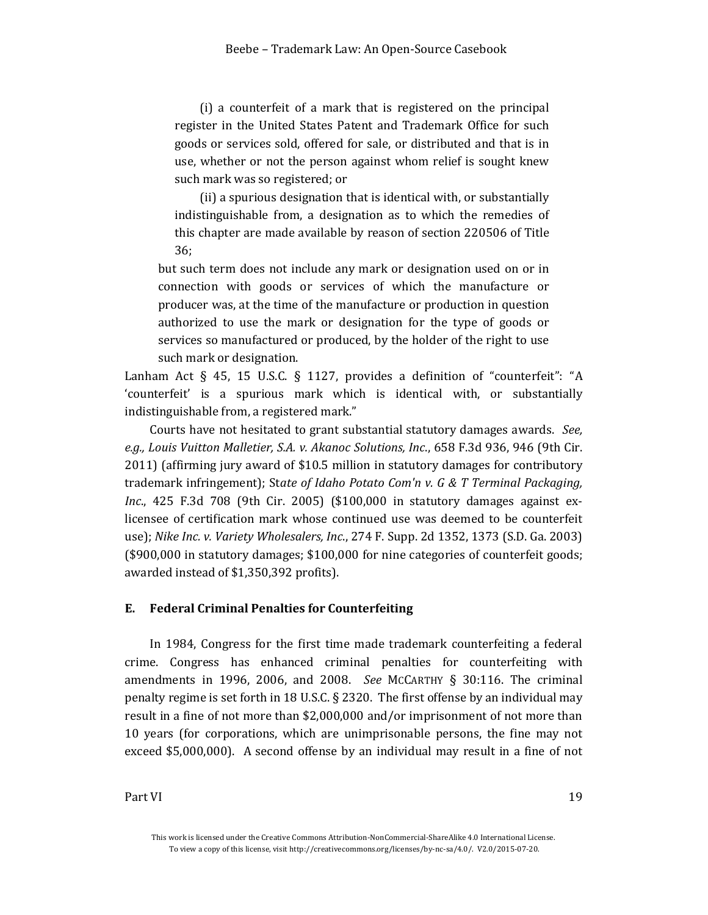> (i) a counterfeit of a mark that is registered on the principal register in the United States Patent and Trademark Office for such goods or services sold, offered for sale, or distributed and that is in use, whether or not the person against whom relief is sought knew such mark was so registered; or
>
> (ii) a spurious designation that is identical with, or substantially indistinguishable from, a designation as to which the remedies of this chapter are made available by reason of section 220506 of Title 36;
>
> but such term does not include any mark or designation used on or in connection with goods or services of which the manufacture or producer was, at the time of the manufacture or production in question authorized to use the mark or designation for the type of goods or services so manufactured or produced, by the holder of the right to use such mark or designation.

Lanham Act § 45, 15 U.S.C. § 1127, provides a definition of "counterfeit": "A 'counterfeit' is a spurious mark which is identical with, or substantially indistinguishable from, a registered mark."

Courts have not hesitated to grant substantial statutory damages awards. *See, e.g., Louis Vuitton Malletier, S.A. v. Akanoc Solutions, Inc.*, 658 F.3d 936, 946 (9th Cir. 2011) (affirming jury award of $10.5 million in statutory damages for contributory trademark infringement); St*ate of Idaho Potato Com'n v. G & T Terminal Packaging, Inc.*, 425 F.3d 708 (9th Cir. 2005) ($100,000 in statutory damages against ex-licensee of certification mark whose continued use was deemed to be counterfeit use); *Nike Inc. v. Variety Wholesalers, Inc.*, 274 F. Supp. 2d 1352, 1373 (S.D. Ga. 2003) ($900,000 in statutory damages; $100,000 for nine categories of counterfeit goods; awarded instead of $1,350,392 profits).

### E. Federal Criminal Penalties for Counterfeiting

In 1984, Congress for the first time made trademark counterfeiting a federal crime. Congress has enhanced criminal penalties for counterfeiting with amendments in 1996, 2006, and 2008. *See* MCCARTHY § 30:116. The criminal penalty regime is set forth in 18 U.S.C. § 2320. The first offense by an individual may result in a fine of not more than $2,000,000 and/or imprisonment of not more than 10 years (for corporations, which are unimprisonable persons, the fine may not exceed $5,000,000). A second offense by an individual may result in a fine of not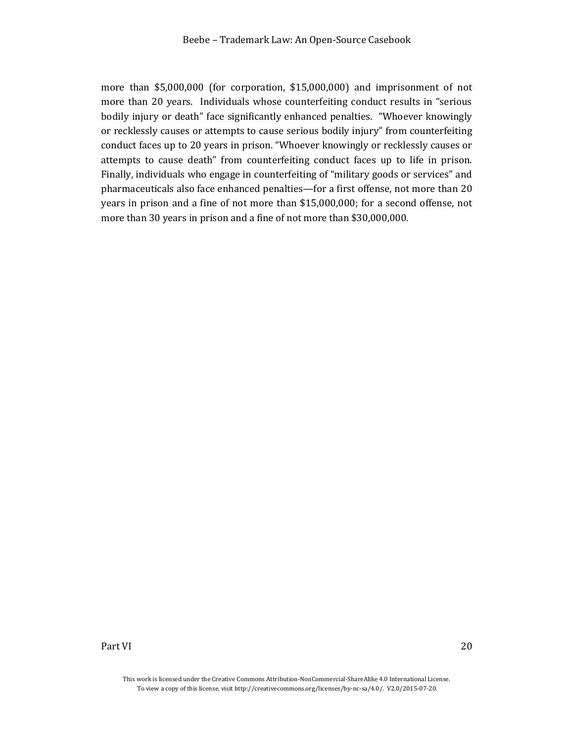more than $5,000,000 (for corporation, $15,000,000) and imprisonment of not more than 20 years. Individuals whose counterfeiting conduct results in "serious bodily injury or death" face significantly enhanced penalties. "Whoever knowingly or recklessly causes or attempts to cause serious bodily injury" from counterfeiting conduct faces up to 20 years in prison. "Whoever knowingly or recklessly causes or attempts to cause death" from counterfeiting conduct faces up to life in prison. Finally, individuals who engage in counterfeiting of "military goods or services" and pharmaceuticals also face enhanced penalties—for a first offense, not more than 20 years in prison and a fine of not more than $15,000,000; for a second offense, not more than 30 years in prison and a fine of not more than $30,000,000.